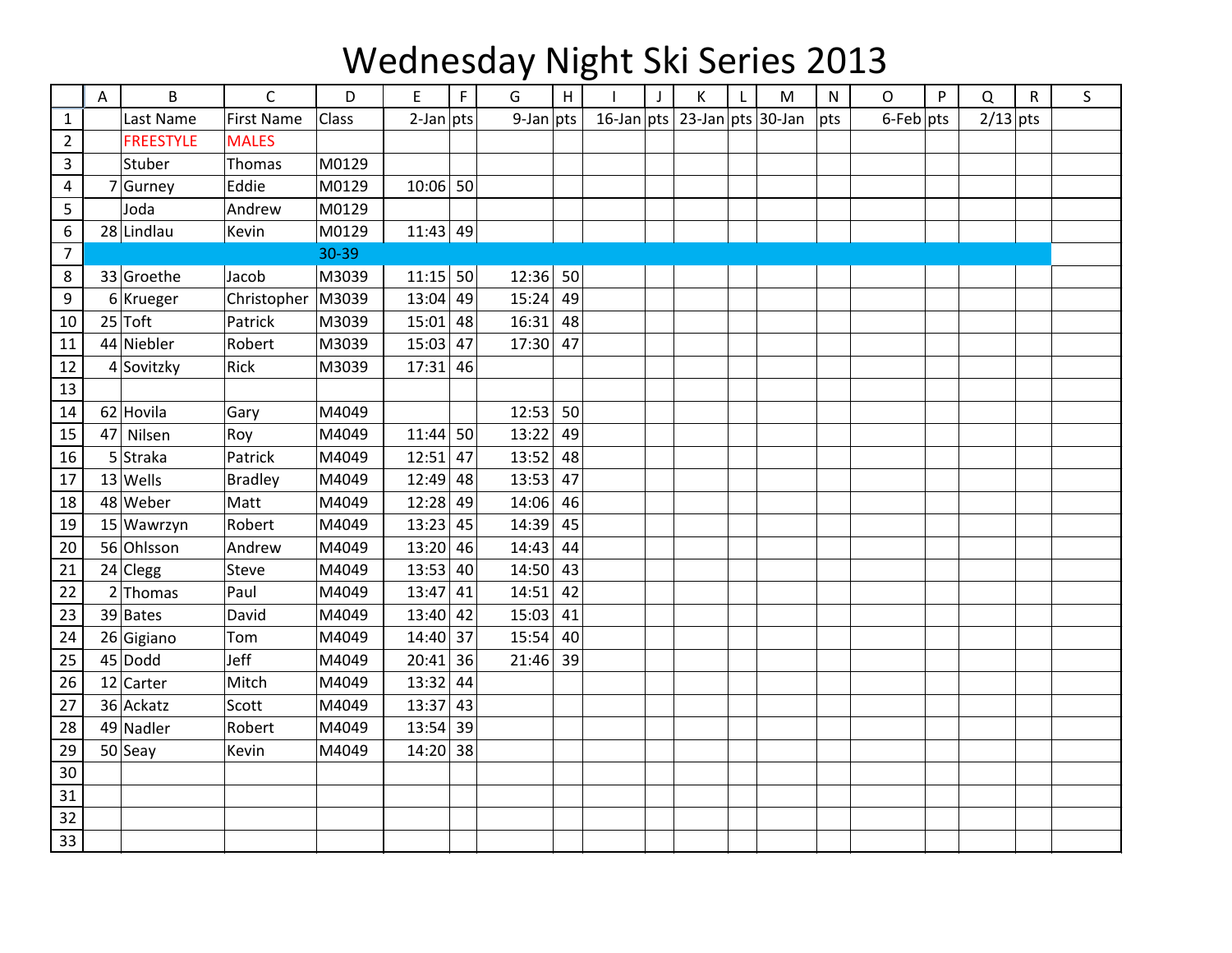# Wednesday Night Ski Series 2013

| | A | B | C | D | E | F | G | H | I | J | K | L | M | N | O | P | Q | R | S |
|---|---|---|---|---|---|---|---|---|---|---|---|---|---|---|---|---|---|---|---|
| 1 | | Last Name | First Name | Class | 2-Jan | pts | 9-Jan | pts | 16-Jan | pts | 23-Jan | pts | 30-Jan | pts | 6-Feb | pts | 2/13 | pts | |
| 2 | | FREESTYLE | MALES | | | | | | | | | | | | | | | | |
| 3 | | Stuber | Thomas | M0129 | | | | | | | | | | | | | | | |
| 4 | 7 | Gurney | Eddie | M0129 | 10:06 | 50 | | | | | | | | | | | | | |
| 5 | | Joda | Andrew | M0129 | | | | | | | | | | | | | | | |
| 6 | 28 | Lindlau | Kevin | M0129 | 11:43 | 49 | | | | | | | | | | | | | |
| 7 | | | | 30-39 | | | | | | | | | | | | | | | |
| 8 | 33 | Groethe | Jacob | M3039 | 11:15 | 50 | 12:36 | 50 | | | | | | | | | | | |
| 9 | 6 | Krueger | Christopher | M3039 | 13:04 | 49 | 15:24 | 49 | | | | | | | | | | | |
| 10 | 25 | Toft | Patrick | M3039 | 15:01 | 48 | 16:31 | 48 | | | | | | | | | | | |
| 11 | 44 | Niebler | Robert | M3039 | 15:03 | 47 | 17:30 | 47 | | | | | | | | | | | |
| 12 | 4 | Sovitzky | Rick | M3039 | 17:31 | 46 | | | | | | | | | | | | | |
| 13 | | | | | | | | | | | | | | | | | | | |
| 14 | 62 | Hovila | Gary | M4049 | | | 12:53 | 50 | | | | | | | | | | | |
| 15 | 47 | Nilsen | Roy | M4049 | 11:44 | 50 | 13:22 | 49 | | | | | | | | | | | |
| 16 | 5 | Straka | Patrick | M4049 | 12:51 | 47 | 13:52 | 48 | | | | | | | | | | | |
| 17 | 13 | Wells | Bradley | M4049 | 12:49 | 48 | 13:53 | 47 | | | | | | | | | | | |
| 18 | 48 | Weber | Matt | M4049 | 12:28 | 49 | 14:06 | 46 | | | | | | | | | | | |
| 19 | 15 | Wawrzyn | Robert | M4049 | 13:23 | 45 | 14:39 | 45 | | | | | | | | | | | |
| 20 | 56 | Ohlsson | Andrew | M4049 | 13:20 | 46 | 14:43 | 44 | | | | | | | | | | | |
| 21 | 24 | Clegg | Steve | M4049 | 13:53 | 40 | 14:50 | 43 | | | | | | | | | | | |
| 22 | 2 | Thomas | Paul | M4049 | 13:47 | 41 | 14:51 | 42 | | | | | | | | | | | |
| 23 | 39 | Bates | David | M4049 | 13:40 | 42 | 15:03 | 41 | | | | | | | | | | | |
| 24 | 26 | Gigiano | Tom | M4049 | 14:40 | 37 | 15:54 | 40 | | | | | | | | | | | |
| 25 | 45 | Dodd | Jeff | M4049 | 20:41 | 36 | 21:46 | 39 | | | | | | | | | | | |
| 26 | 12 | Carter | Mitch | M4049 | 13:32 | 44 | | | | | | | | | | | | | |
| 27 | 36 | Ackatz | Scott | M4049 | 13:37 | 43 | | | | | | | | | | | | | |
| 28 | 49 | Nadler | Robert | M4049 | 13:54 | 39 | | | | | | | | | | | | | |
| 29 | 50 | Seay | Kevin | M4049 | 14:20 | 38 | | | | | | | | | | | | | |
| 30 | | | | | | | | | | | | | | | | | | | |
| 31 | | | | | | | | | | | | | | | | | | | |
| 32 | | | | | | | | | | | | | | | | | | | |
| 33 | | | | | | | | | | | | | | | | | | | |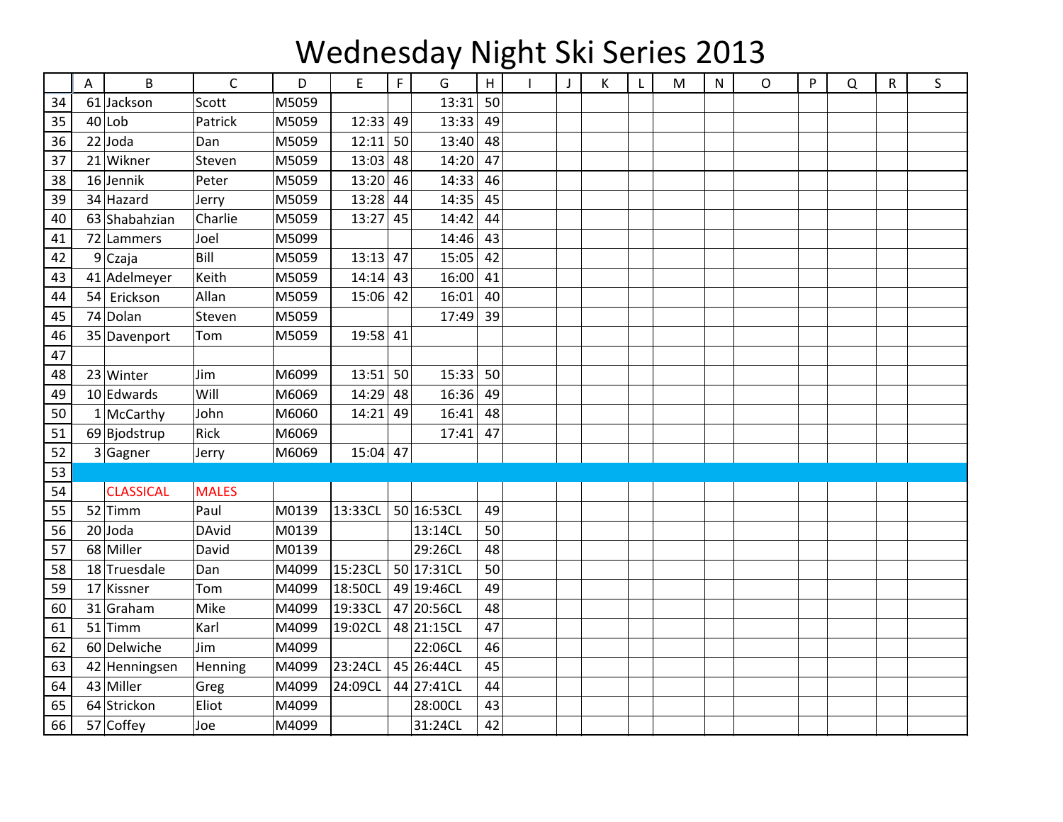# Wednesday Night Ski Series 2013

| | A | B | C | D | E | F | G | H | I | J | K | L | M | N | O | P | Q | R | S |
|---|---|---|---|---|---|---|---|---|---|---|---|---|---|---|---|---|---|---|---|
| 34 | 61 | Jackson | Scott | M5059 | | | 13:31 | 50 | | | | | | | | | | | |
| 35 | 40 | Lob | Patrick | M5059 | 12:33 | 49 | 13:33 | 49 | | | | | | | | | | | |
| 36 | 22 | Joda | Dan | M5059 | 12:11 | 50 | 13:40 | 48 | | | | | | | | | | | |
| 37 | 21 | Wikner | Steven | M5059 | 13:03 | 48 | 14:20 | 47 | | | | | | | | | | | |
| 38 | 16 | Jennik | Peter | M5059 | 13:20 | 46 | 14:33 | 46 | | | | | | | | | | | |
| 39 | 34 | Hazard | Jerry | M5059 | 13:28 | 44 | 14:35 | 45 | | | | | | | | | | | |
| 40 | 63 | Shabahzian | Charlie | M5059 | 13:27 | 45 | 14:42 | 44 | | | | | | | | | | | |
| 41 | 72 | Lammers | Joel | M5099 | | | 14:46 | 43 | | | | | | | | | | | |
| 42 | 9 | Czaja | Bill | M5059 | 13:13 | 47 | 15:05 | 42 | | | | | | | | | | | |
| 43 | 41 | Adelmeyer | Keith | M5059 | 14:14 | 43 | 16:00 | 41 | | | | | | | | | | | |
| 44 | 54 | Erickson | Allan | M5059 | 15:06 | 42 | 16:01 | 40 | | | | | | | | | | | |
| 45 | 74 | Dolan | Steven | M5059 | | | 17:49 | 39 | | | | | | | | | | | |
| 46 | 35 | Davenport | Tom | M5059 | 19:58 | 41 | | | | | | | | | | | | | |
| 47 | | | | | | | | | | | | | | | | | | | |
| 48 | 23 | Winter | Jim | M6099 | 13:51 | 50 | 15:33 | 50 | | | | | | | | | | | |
| 49 | 10 | Edwards | Will | M6069 | 14:29 | 48 | 16:36 | 49 | | | | | | | | | | | |
| 50 | 1 | McCarthy | John | M6060 | 14:21 | 49 | 16:41 | 48 | | | | | | | | | | | |
| 51 | 69 | Bjodstrup | Rick | M6069 | | | 17:41 | 47 | | | | | | | | | | | |
| 52 | 3 | Gagner | Jerry | M6069 | 15:04 | 47 | | | | | | | | | | | | | |
| 53 | | | | | | | | | | | | | | | | | | | |
| 54 | | CLASSICAL | MALES | | | | | | | | | | | | | | | | |
| 55 | 52 | Timm | Paul | M0139 | 13:33CL | 50 | 16:53CL | 49 | | | | | | | | | | | |
| 56 | 20 | Joda | DAvid | M0139 | | | 13:14CL | 50 | | | | | | | | | | | |
| 57 | 68 | Miller | David | M0139 | | | 29:26CL | 48 | | | | | | | | | | | |
| 58 | 18 | Truesdale | Dan | M4099 | 15:23CL | 50 | 17:31CL | 50 | | | | | | | | | | | |
| 59 | 17 | Kissner | Tom | M4099 | 18:50CL | 49 | 19:46CL | 49 | | | | | | | | | | | |
| 60 | 31 | Graham | Mike | M4099 | 19:33CL | 47 | 20:56CL | 48 | | | | | | | | | | | |
| 61 | 51 | Timm | Karl | M4099 | 19:02CL | 48 | 21:15CL | 47 | | | | | | | | | | | |
| 62 | 60 | Delwiche | Jim | M4099 | | | 22:06CL | 46 | | | | | | | | | | | |
| 63 | 42 | Henningsen | Henning | M4099 | 23:24CL | 45 | 26:44CL | 45 | | | | | | | | | | | |
| 64 | 43 | Miller | Greg | M4099 | 24:09CL | 44 | 27:41CL | 44 | | | | | | | | | | | |
| 65 | 64 | Strickon | Eliot | M4099 | | | 28:00CL | 43 | | | | | | | | | | | |
| 66 | 57 | Coffey | Joe | M4099 | | | 31:24CL | 42 | | | | | | | | | | | |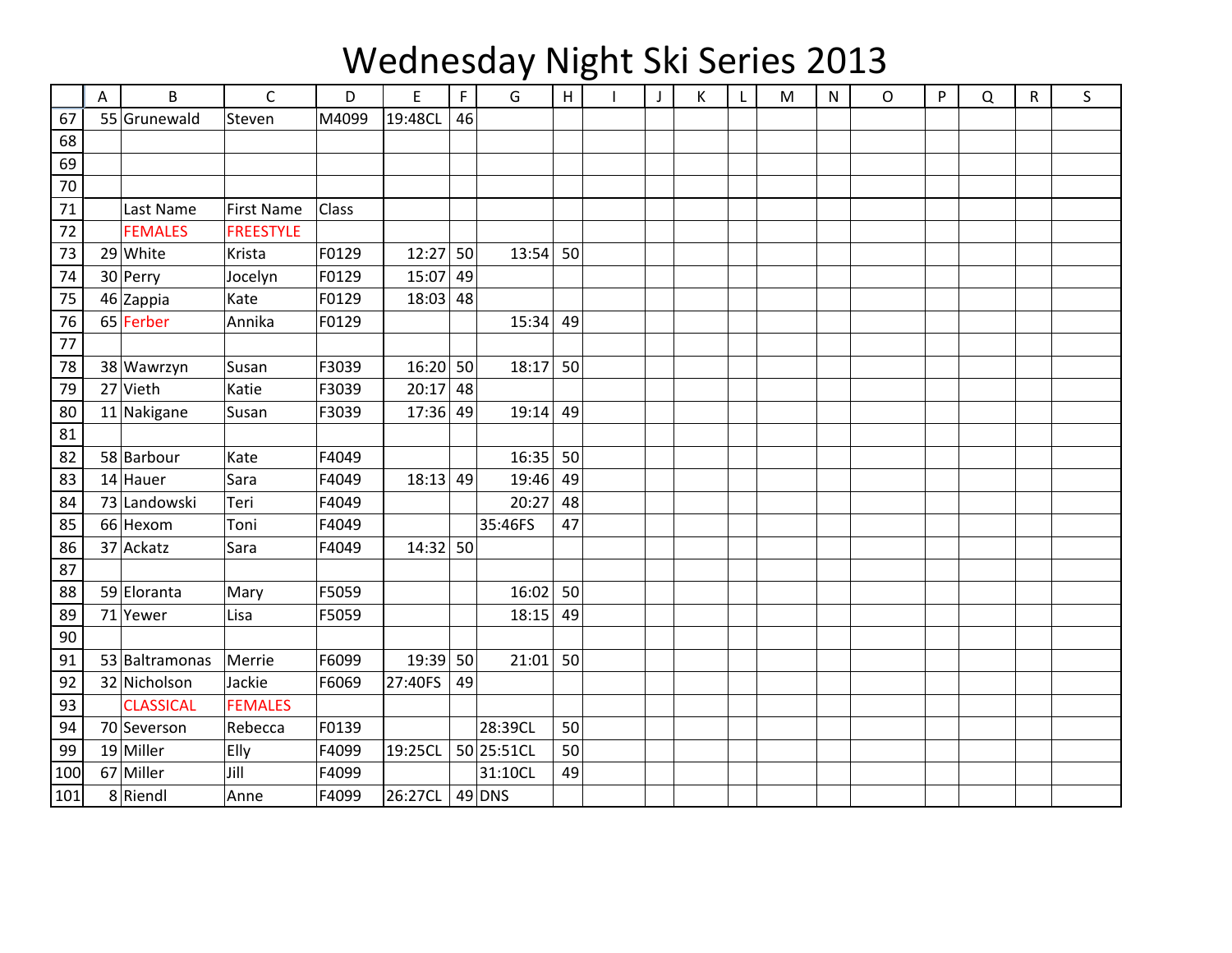# Wednesday Night Ski Series 2013

| | A | B | C | D | E | F | G | H | I | J | K | L | M | N | O | P | Q | R | S |
|---|---|---|---|---|---|---|---|---|---|---|---|---|---|---|---|---|---|---|---|
| 67 | 55 | Grunewald | Steven | M4099 | 19:48CL | 46 | | | | | | | | | | | | | |
| 68 | | | | | | | | | | | | | | | | | | | |
| 69 | | | | | | | | | | | | | | | | | | | |
| 70 | | | | | | | | | | | | | | | | | | | |
| 71 | | Last Name | First Name | Class | | | | | | | | | | | | | | | |
| 72 | | FEMALES | FREESTYLE | | | | | | | | | | | | | | | | |
| 73 | 29 | White | Krista | F0129 | 12:27 | 50 | 13:54 | 50 | | | | | | | | | | | |
| 74 | 30 | Perry | Jocelyn | F0129 | 15:07 | 49 | | | | | | | | | | | | | |
| 75 | 46 | Zappia | Kate | F0129 | 18:03 | 48 | | | | | | | | | | | | | |
| 76 | 65 | Ferber | Annika | F0129 | | | 15:34 | 49 | | | | | | | | | | | |
| 77 | | | | | | | | | | | | | | | | | | | |
| 78 | 38 | Wawrzyn | Susan | F3039 | 16:20 | 50 | 18:17 | 50 | | | | | | | | | | | |
| 79 | 27 | Vieth | Katie | F3039 | 20:17 | 48 | | | | | | | | | | | | | |
| 80 | 11 | Nakigane | Susan | F3039 | 17:36 | 49 | 19:14 | 49 | | | | | | | | | | | |
| 81 | | | | | | | | | | | | | | | | | | | |
| 82 | 58 | Barbour | Kate | F4049 | | | 16:35 | 50 | | | | | | | | | | | |
| 83 | 14 | Hauer | Sara | F4049 | 18:13 | 49 | 19:46 | 49 | | | | | | | | | | | |
| 84 | 73 | Landowski | Teri | F4049 | | | 20:27 | 48 | | | | | | | | | | | |
| 85 | 66 | Hexom | Toni | F4049 | | | 35:46FS | 47 | | | | | | | | | | | |
| 86 | 37 | Ackatz | Sara | F4049 | 14:32 | 50 | | | | | | | | | | | | | |
| 87 | | | | | | | | | | | | | | | | | | | |
| 88 | 59 | Eloranta | Mary | F5059 | | | 16:02 | 50 | | | | | | | | | | | |
| 89 | 71 | Yewer | Lisa | F5059 | | | 18:15 | 49 | | | | | | | | | | | |
| 90 | | | | | | | | | | | | | | | | | | | |
| 91 | 53 | Baltramonas | Merrie | F6099 | 19:39 | 50 | 21:01 | 50 | | | | | | | | | | | |
| 92 | 32 | Nicholson | Jackie | F6069 | 27:40FS | 49 | | | | | | | | | | | | | |
| 93 | | CLASSICAL | FEMALES | | | | | | | | | | | | | | | | |
| 94 | 70 | Severson | Rebecca | F0139 | | | 28:39CL | 50 | | | | | | | | | | | |
| 99 | 19 | Miller | Elly | F4099 | 19:25CL | 50 | 25:51CL | 50 | | | | | | | | | | | |
| 100 | 67 | Miller | Jill | F4099 | | | 31:10CL | 49 | | | | | | | | | | | |
| 101 | 8 | Riendl | Anne | F4099 | 26:27CL | 49 | DNS | | | | | | | | | | | | |